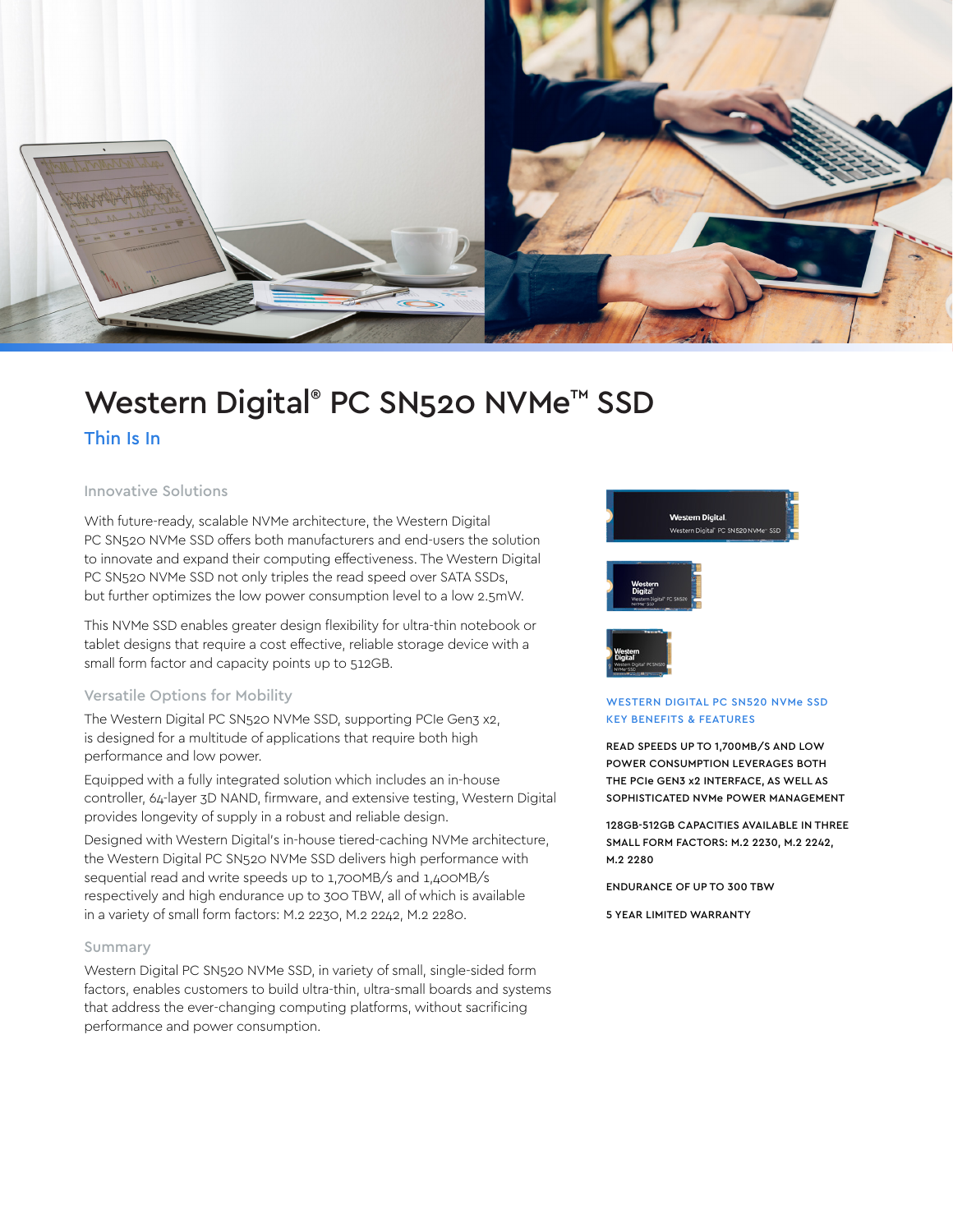# Western Digital® PC SN520 NVMe™ SSD

## Thin Is In

### Innovative Solutions

With future-ready, scalable NVMe architecture, the Western Digital PC SN520 NVMe SSD offers both manufacturers and end-users the solution to innovate and expand their computing effectiveness. The Western Digital PC SN520 NVMe SSD not only triples the read speed over SATA SSDs, but further optimizes the low power consumption level to a low 2.5mW.

This NVMe SSD enables greater design flexibility for ultra-thin notebook or tablet designs that require a cost effective, reliable storage device with a small form factor and capacity points up to 512GB.

### Versatile Options for Mobility

The Western Digital PC SN520 NVMe SSD, supporting PCIe Gen3 x2, is designed for a multitude of applications that require both high performance and low power.

Equipped with a fully integrated solution which includes an in-house controller, 64-layer 3D NAND, firmware, and extensive testing, Western Digital provides longevity of supply in a robust and reliable design.

Designed with Western Digital's in-house tiered-caching NVMe architecture, the Western Digital PC SN520 NVMe SSD delivers high performance with sequential read and write speeds up to 1,700MB/s and 1,400MB/s respectively and high endurance up to 300 TBW, all of which is available in a variety of small form factors: M.2 2230, M.2 2242, M.2 2280.

### Summary

Western Digital PC SN520 NVMe SSD, in variety of small, single-sided form factors, enables customers to build ultra-thin, ultra-small boards and systems that address the ever-changing computing platforms, without sacrificing performance and power consumption.

### WESTERN DIGITAL PC SN520 NVMe SSD KEY BENEFITS & FEATURES

READ SPEEDS UP TO 1,700MB/S AND LOW POWER CONSUMPTION LEVERAGES BOTH THE PCIe GEN3 x2 INTERFACE, AS WELL AS SOPHISTICATED NVMe POWER MANAGEMENT

128GB-512GB CAPACITIES AVAILABLE IN THREE SMALL FORM FACTORS: M.2 2230, M.2 2242, M.2 2280

ENDURANCE OF UP TO 300 TBW

5 YEAR LIMITED WARRANTY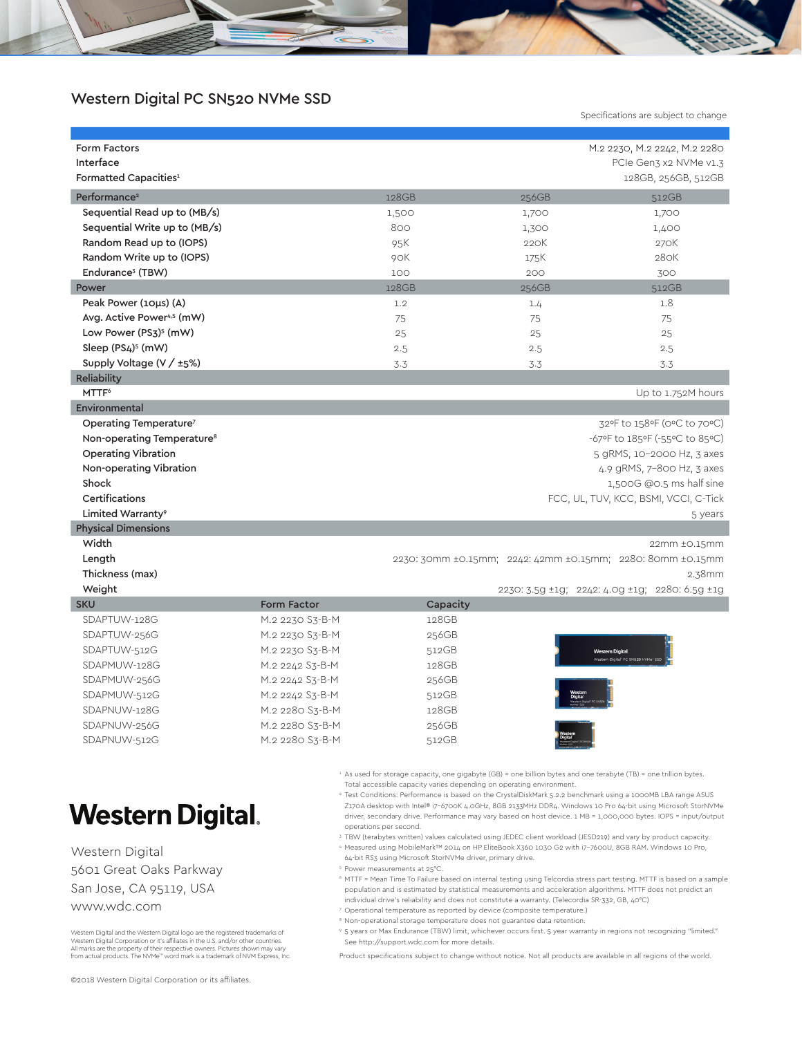## Western Digital PC SN520 NVMe SSD

Specifications are subject to change

| | | | |
|---|---|---|---|
| Form Factors | | | M.2 2230, M.2 2242, M.2 2280 |
| Interface | | | PCIe Gen3 x2 NVMe v1.3 |
| Formatted Capacities[1] | | | 128GB, 256GB, 512GB |
| **Performance[2]** | **128GB** | **256GB** | **512GB** |
| Sequential Read up to (MB/s) | 1,500 | 1,700 | 1,700 |
| Sequential Write up to (MB/s) | 800 | 1,300 | 1,400 |
| Random Read up to (IOPS) | 95K | 220K | 270K |
| Random Write up to (IOPS) | 90K | 175K | 280K |
| Endurance[3] (TBW) | 100 | 200 | 300 |
| **Power** | **128GB** | **256GB** | **512GB** |
| Peak Power (10μs) (A) | 1.2 | 1.4 | 1.8 |
| Avg. Active Power[4,5] (mW) | 75 | 75 | 75 |
| Low Power (PS3)[5] (mW) | 25 | 25 | 25 |
| Sleep (PS4)[5] (mW) | 2.5 | 2.5 | 2.5 |
| Supply Voltage (V / ±5%) | 3.3 | 3.3 | 3.3 |
| **Reliability** | | | |
| MTTF[6] | | | Up to 1.752M hours |
| **Environmental** | | | |
| Operating Temperature[7] | | | 32ºF to 158ºF (0ºC to 70ºC) |
| Non-operating Temperature[8] | | | -67ºF to 185ºF (-55ºC to 85ºC) |
| Operating Vibration | | | 5 gRMS, 10–2000 Hz, 3 axes |
| Non-operating Vibration | | | 4.9 gRMS, 7–800 Hz, 3 axes |
| Shock | | | 1,500G @0.5 ms half sine |
| Certifications | | | FCC, UL, TUV, KCC, BSMI, VCCI, C-Tick |
| Limited Warranty[9] | | | 5 years |
| **Physical Dimensions** | | | |
| Width | | | 22mm ±0.15mm |
| Length | | | 2230: 30mm ±0.15mm; 2242: 42mm ±0.15mm; 2280: 80mm ±0.15mm |
| Thickness (max) | | | 2.38mm |
| Weight | | | 2230: 3.5g ±1g; 2242: 4.0g ±1g; 2280: 6.5g ±1g |

| SKU | Form Factor | Capacity |
|---|---|---|
| SDAPTUW-128G | M.2 2230 S3-B-M | 128GB |
| SDAPTUW-256G | M.2 2230 S3-B-M | 256GB |
| SDAPTUW-512G | M.2 2230 S3-B-M | 512GB |
| SDAPMUW-128G | M.2 2242 S3-B-M | 128GB |
| SDAPMUW-256G | M.2 2242 S3-B-M | 256GB |
| SDAPMUW-512G | M.2 2242 S3-B-M | 512GB |
| SDAPNUW-128G | M.2 2280 S3-B-M | 128GB |
| SDAPNUW-256G | M.2 2280 S3-B-M | 256GB |
| SDAPNUW-512G | M.2 2280 S3-B-M | 512GB |

**Western Digital.**

Western Digital
5601 Great Oaks Parkway
San Jose, CA 95119, USA
www.wdc.com

Western Digital and the Western Digital logo are the registered trademarks of Western Digital Corporation or it's affiliates in the U.S. and/or other countries. All marks are the property of their respective owners. Pictures shown may vary from actual products. The NVMe™ word mark is a trademark of NVM Express, Inc.

©2018 Western Digital Corporation or its affiliates.

1. As used for storage capacity, one gigabyte (GB) = one billion bytes and one terabyte (TB) = one trillion bytes. Total accessible capacity varies depending on operating environment.
2. Test Conditions: Performance is based on the CrystalDiskMark 5.2.2 benchmark using a 1000MB LBA range ASUS Z170A desktop with Intel® i7-6700K 4.0GHz, 8GB 2133MHz DDR4. Windows 10 Pro 64-bit using Microsoft StorNVMe driver, secondary drive. Performance may vary based on host device. 1 MB = 1,000,000 bytes. IOPS = input/output operations per second.
3. TBW (terabytes written) values calculated using JEDEC client workload (JESD219) and vary by product capacity.
4. Measured using MobileMark™ 2014 on HP EliteBook X360 1030 G2 with i7-7600U, 8GB RAM. Windows 10 Pro, 64-bit RS3 using Microsoft StorNVMe driver, primary drive.
5. Power measurements at 25°C.
6. MTTF = Mean Time To Failure based on internal testing using Telcordia stress part testing. MTTF is based on a sample population and is estimated by statistical measurements and acceleration algorithms. MTTF does not predict an individual drive's reliability and does not constitute a warranty. (Telecordia SR-332, GB, 40°C)
7. Operational temperature as reported by device (composite temperature.)
8. Non-operational storage temperature does not guarantee data retention.
9. 5 years or Max Endurance (TBW) limit, whichever occurs first. 5 year warranty in regions not recognizing "limited." See http://support.wdc.com for more details.

Product specifications subject to change without notice. Not all products are available in all regions of the world.